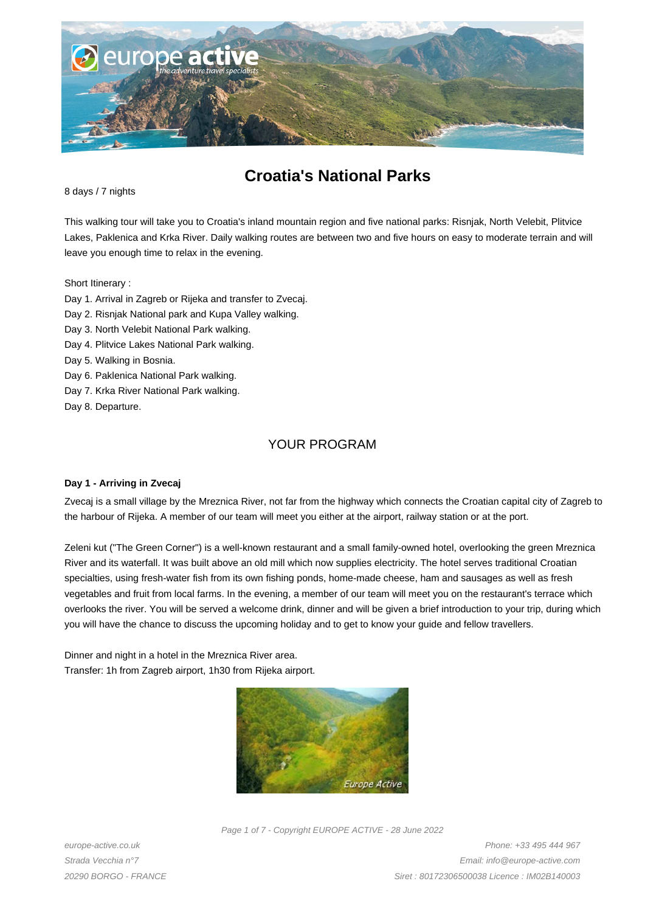# Croatia's National Parks

8 days / 7 nights

This walking tour will take you to Croatia's inland mountain region and five national parks: Risnjak, North Velebit, Plitvice Lakes, Paklenica and Krka River. Daily walking routes are between two and five hours on easy to moderate terrain and will leave you enough time to relax in the evening.

Short Itinerary :

Day 1. Arrival in Zagreb or Rijeka and transfer to Zvecaj.
Day 2. Risnjak National park and Kupa Valley walking.
Day 3. North Velebit National Park walking.
Day 4. Plitvice Lakes National Park walking.
Day 5. Walking in Bosnia.
Day 6. Paklenica National Park walking.
Day 7. Krka River National Park walking.
Day 8. Departure.

## YOUR PROGRAM

### Day 1 - Arriving in Zvecaj

Zvecaj is a small village by the Mreznica River, not far from the highway which connects the Croatian capital city of Zagreb to the harbour of Rijeka. A member of our team will meet you either at the airport, railway station or at the port.

Zeleni kut ("The Green Corner") is a well-known restaurant and a small family-owned hotel, overlooking the green Mreznica River and its waterfall. It was built above an old mill which now supplies electricity. The hotel serves traditional Croatian specialties, using fresh-water fish from its own fishing ponds, home-made cheese, ham and sausages as well as fresh vegetables and fruit from local farms. In the evening, a member of our team will meet you on the restaurant's terrace which overlooks the river. You will be served a welcome drink, dinner and will be given a brief introduction to your trip, during which you will have the chance to discuss the upcoming holiday and to get to know your guide and fellow travellers.

Dinner and night in a hotel in the Mreznica River area.
Transfer: 1h from Zagreb airport, 1h30 from Rijeka airport.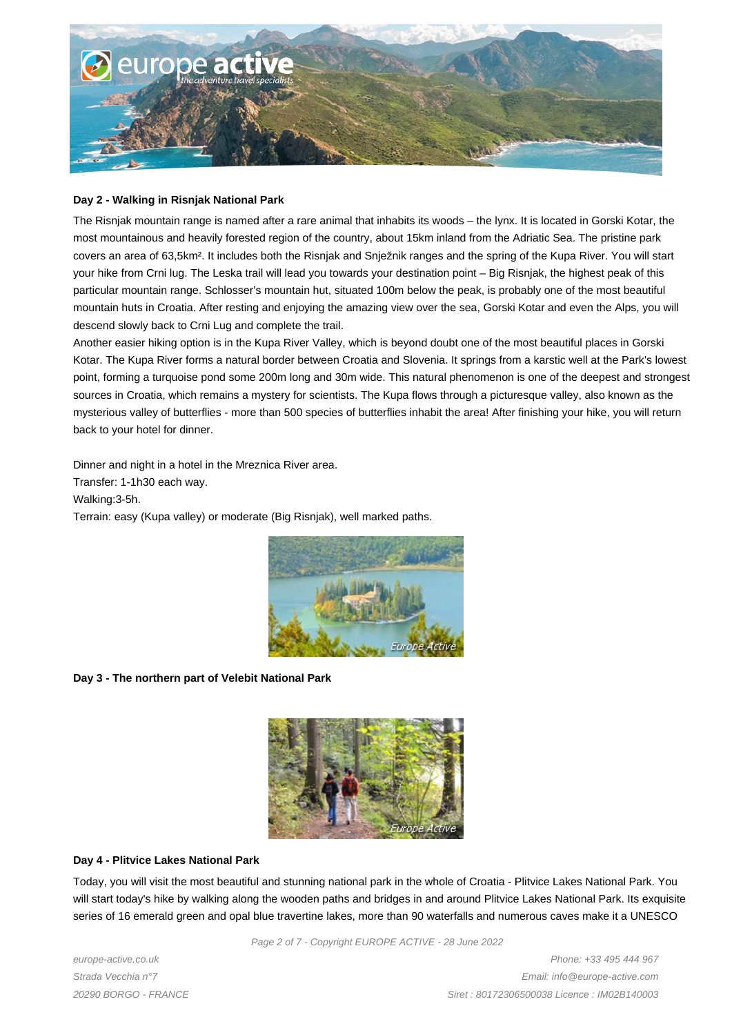**Day 2 - Walking in Risnjak National Park**

The Risnjak mountain range is named after a rare animal that inhabits its woods – the lynx. It is located in Gorski Kotar, the most mountainous and heavily forested region of the country, about 15km inland from the Adriatic Sea. The pristine park covers an area of 63,5km². It includes both the Risnjak and Snježnik ranges and the spring of the Kupa River. You will start your hike from Crni lug. The Leska trail will lead you towards your destination point – Big Risnjak, the highest peak of this particular mountain range. Schlosser's mountain hut, situated 100m below the peak, is probably one of the most beautiful mountain huts in Croatia. After resting and enjoying the amazing view over the sea, Gorski Kotar and even the Alps, you will descend slowly back to Crni Lug and complete the trail.
Another easier hiking option is in the Kupa River Valley, which is beyond doubt one of the most beautiful places in Gorski Kotar. The Kupa River forms a natural border between Croatia and Slovenia. It springs from a karstic well at the Park's lowest point, forming a turquoise pond some 200m long and 30m wide. This natural phenomenon is one of the deepest and strongest sources in Croatia, which remains a mystery for scientists. The Kupa flows through a picturesque valley, also known as the mysterious valley of butterflies - more than 500 species of butterflies inhabit the area! After finishing your hike, you will return back to your hotel for dinner.

Dinner and night in a hotel in the Mreznica River area.
Transfer: 1-1h30 each way.
Walking:3-5h.
Terrain: easy (Kupa valley) or moderate (Big Risnjak), well marked paths.

**Day 3 - The northern part of Velebit National Park**

**Day 4 - Plitvice Lakes National Park**

Today, you will visit the most beautiful and stunning national park in the whole of Croatia - Plitvice Lakes National Park. You will start today's hike by walking along the wooden paths and bridges in and around Plitvice Lakes National Park. Its exquisite series of 16 emerald green and opal blue travertine lakes, more than 90 waterfalls and numerous caves make it a UNESCO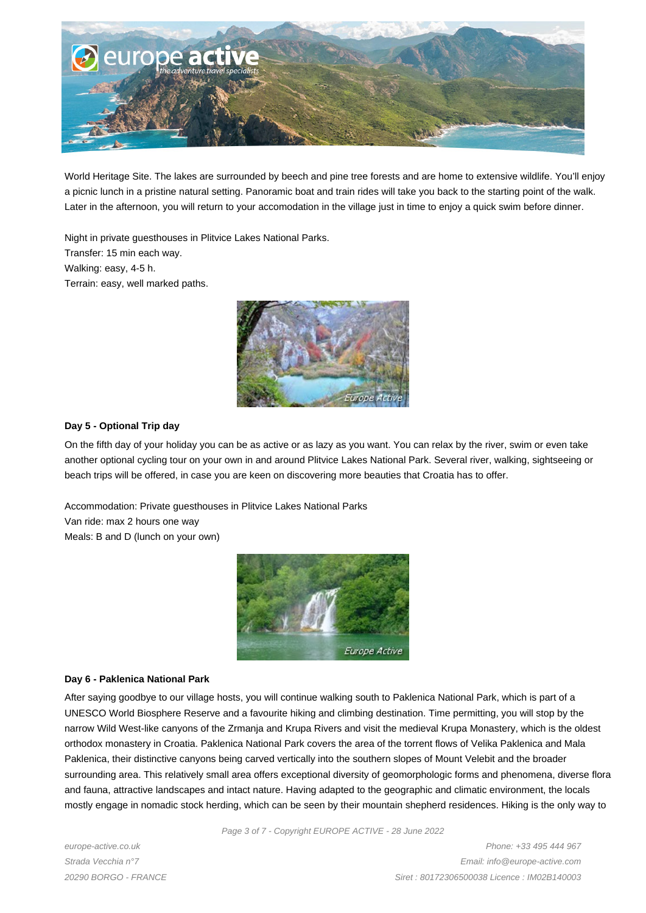World Heritage Site. The lakes are surrounded by beech and pine tree forests and are home to extensive wildlife. You'll enjoy a picnic lunch in a pristine natural setting. Panoramic boat and train rides will take you back to the starting point of the walk. Later in the afternoon, you will return to your accomodation in the village just in time to enjoy a quick swim before dinner.

Night in private guesthouses in Plitvice Lakes National Parks.
Transfer: 15 min each way.
Walking: easy, 4-5 h.
Terrain: easy, well marked paths.

**Day 5 - Optional Trip day**

On the fifth day of your holiday you can be as active or as lazy as you want. You can relax by the river, swim or even take another optional cycling tour on your own in and around Plitvice Lakes National Park. Several river, walking, sightseeing or beach trips will be offered, in case you are keen on discovering more beauties that Croatia has to offer.

Accommodation: Private guesthouses in Plitvice Lakes National Parks
Van ride: max 2 hours one way
Meals: B and D (lunch on your own)

**Day 6 - Paklenica National Park**

After saying goodbye to our village hosts, you will continue walking south to Paklenica National Park, which is part of a UNESCO World Biosphere Reserve and a favourite hiking and climbing destination. Time permitting, you will stop by the narrow Wild West-like canyons of the Zrmanja and Krupa Rivers and visit the medieval Krupa Monastery, which is the oldest orthodox monastery in Croatia. Paklenica National Park covers the area of the torrent flows of Velika Paklenica and Mala Paklenica, their distinctive canyons being carved vertically into the southern slopes of Mount Velebit and the broader surrounding area. This relatively small area offers exceptional diversity of geomorphologic forms and phenomena, diverse flora and fauna, attractive landscapes and intact nature. Having adapted to the geographic and climatic environment, the locals mostly engage in nomadic stock herding, which can be seen by their mountain shepherd residences. Hiking is the only way to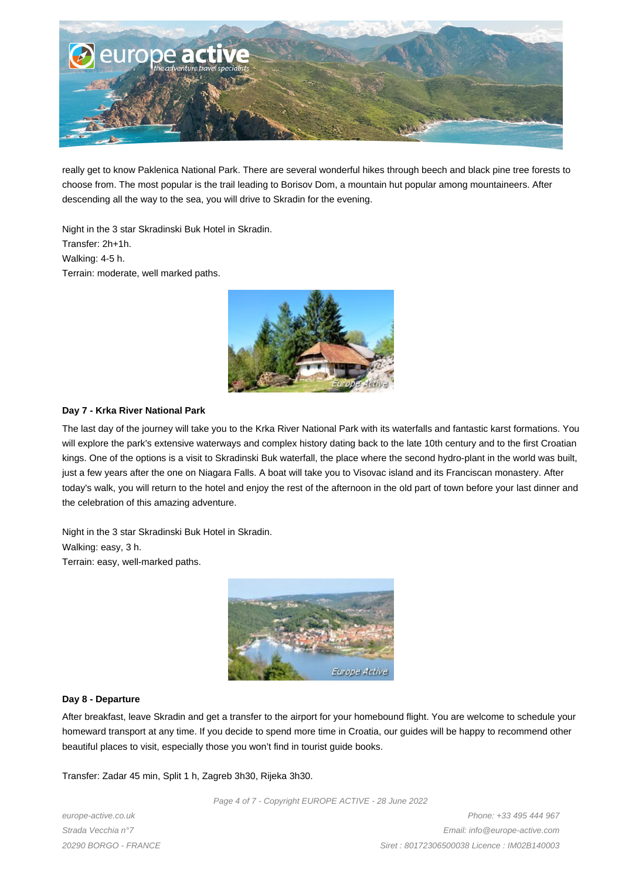really get to know Paklenica National Park. There are several wonderful hikes through beech and black pine tree forests to choose from. The most popular is the trail leading to Borisov Dom, a mountain hut popular among mountaineers. After descending all the way to the sea, you will drive to Skradin for the evening.

Night in the 3 star Skradinski Buk Hotel in Skradin.
Transfer: 2h+1h.
Walking: 4-5 h.
Terrain: moderate, well marked paths.

**Day 7 - Krka River National Park**

The last day of the journey will take you to the Krka River National Park with its waterfalls and fantastic karst formations. You will explore the park's extensive waterways and complex history dating back to the late 10th century and to the first Croatian kings. One of the options is a visit to Skradinski Buk waterfall, the place where the second hydro-plant in the world was built, just a few years after the one on Niagara Falls. A boat will take you to Visovac island and its Franciscan monastery. After today's walk, you will return to the hotel and enjoy the rest of the afternoon in the old part of town before your last dinner and the celebration of this amazing adventure.

Night in the 3 star Skradinski Buk Hotel in Skradin.
Walking: easy, 3 h.
Terrain: easy, well-marked paths.

**Day 8 - Departure**

After breakfast, leave Skradin and get a transfer to the airport for your homebound flight. You are welcome to schedule your homeward transport at any time. If you decide to spend more time in Croatia, our guides will be happy to recommend other beautiful places to visit, especially those you won't find in tourist guide books.

Transfer: Zadar 45 min, Split 1 h, Zagreb 3h30, Rijeka 3h30.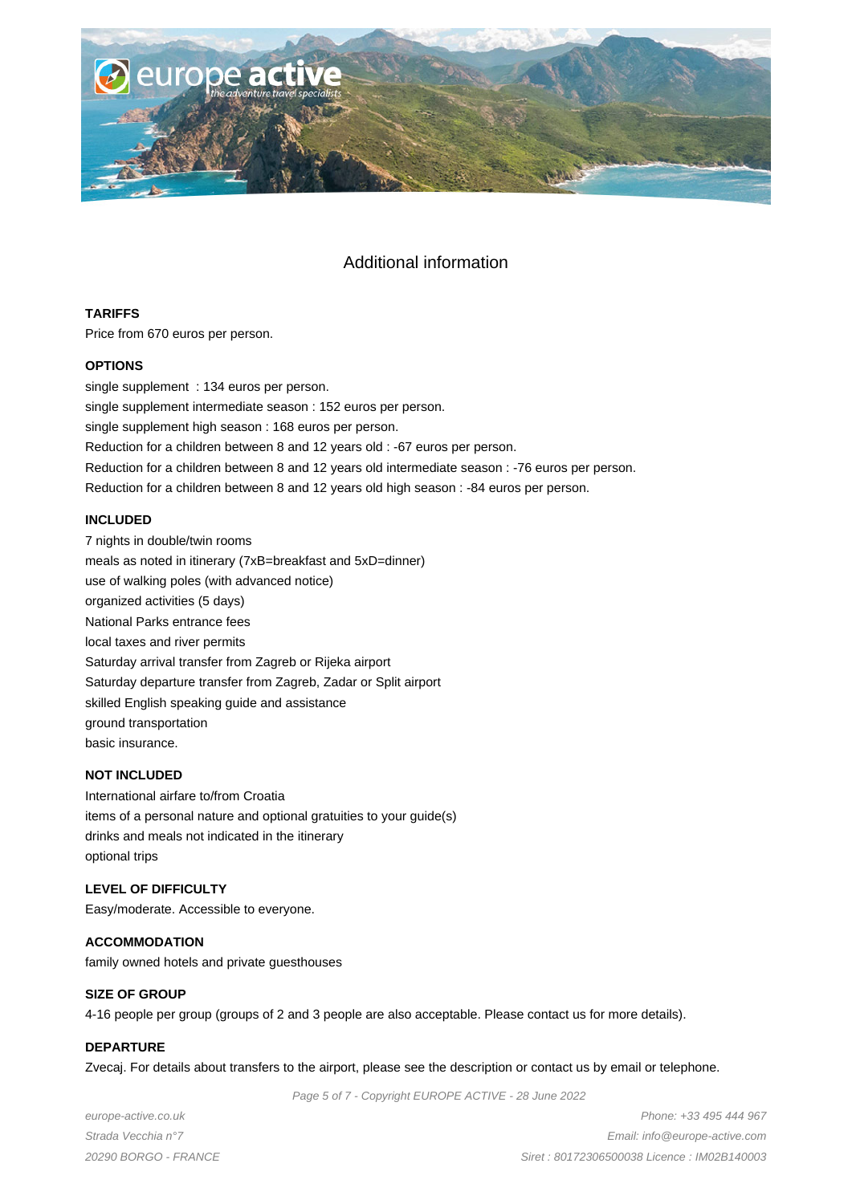## Additional information

### TARIFFS

Price from 670 euros per person.

### OPTIONS

single supplement : 134 euros per person.
single supplement intermediate season : 152 euros per person.
single supplement high season : 168 euros per person.
Reduction for a children between 8 and 12 years old : -67 euros per person.
Reduction for a children between 8 and 12 years old intermediate season : -76 euros per person.
Reduction for a children between 8 and 12 years old high season : -84 euros per person.

### INCLUDED

7 nights in double/twin rooms
meals as noted in itinerary (7xB=breakfast and 5xD=dinner)
use of walking poles (with advanced notice)
organized activities (5 days)
National Parks entrance fees
local taxes and river permits
Saturday arrival transfer from Zagreb or Rijeka airport
Saturday departure transfer from Zagreb, Zadar or Split airport
skilled English speaking guide and assistance
ground transportation
basic insurance.

### NOT INCLUDED

International airfare to/from Croatia
items of a personal nature and optional gratuities to your guide(s)
drinks and meals not indicated in the itinerary
optional trips

### LEVEL OF DIFFICULTY

Easy/moderate. Accessible to everyone.

### ACCOMMODATION

family owned hotels and private guesthouses

### SIZE OF GROUP

4-16 people per group (groups of 2 and 3 people are also acceptable. Please contact us for more details).

### DEPARTURE

Zvecaj. For details about transfers to the airport, please see the description or contact us by email or telephone.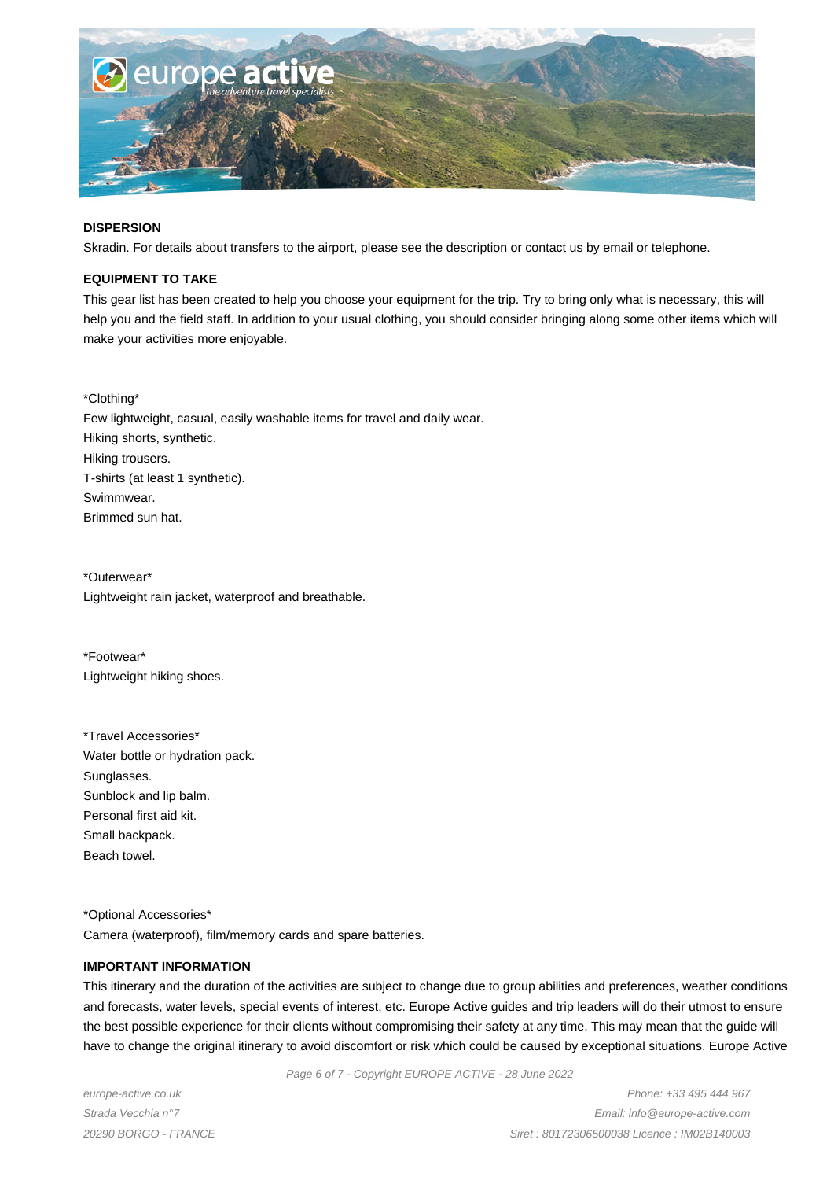**DISPERSION**

Skradin. For details about transfers to the airport, please see the description or contact us by email or telephone.

**EQUIPMENT TO TAKE**

This gear list has been created to help you choose your equipment for the trip. Try to bring only what is necessary, this will help you and the field staff. In addition to your usual clothing, you should consider bringing along some other items which will make your activities more enjoyable.

*Clothing*
Few lightweight, casual, easily washable items for travel and daily wear.
Hiking shorts, synthetic.
Hiking trousers.
T-shirts (at least 1 synthetic).
Swimmwear.
Brimmed sun hat.

*Outerwear*
Lightweight rain jacket, waterproof and breathable.

*Footwear*
Lightweight hiking shoes.

*Travel Accessories*
Water bottle or hydration pack.
Sunglasses.
Sunblock and lip balm.
Personal first aid kit.
Small backpack.
Beach towel.

*Optional Accessories*
Camera (waterproof), film/memory cards and spare batteries.

**IMPORTANT INFORMATION**

This itinerary and the duration of the activities are subject to change due to group abilities and preferences, weather conditions and forecasts, water levels, special events of interest, etc. Europe Active guides and trip leaders will do their utmost to ensure the best possible experience for their clients without compromising their safety at any time. This may mean that the guide will have to change the original itinerary to avoid discomfort or risk which could be caused by exceptional situations. Europe Active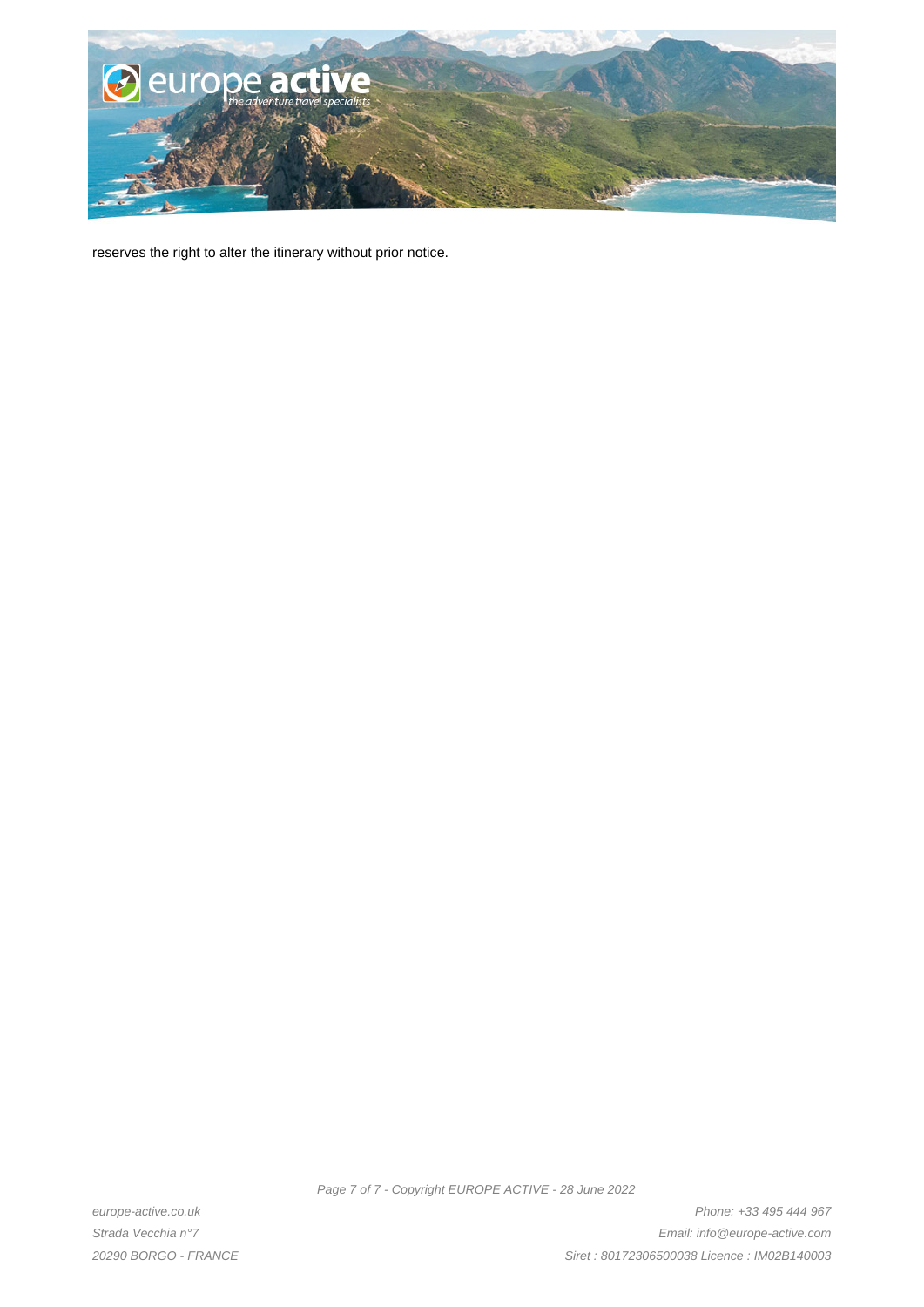reserves the right to alter the itinerary without prior notice.